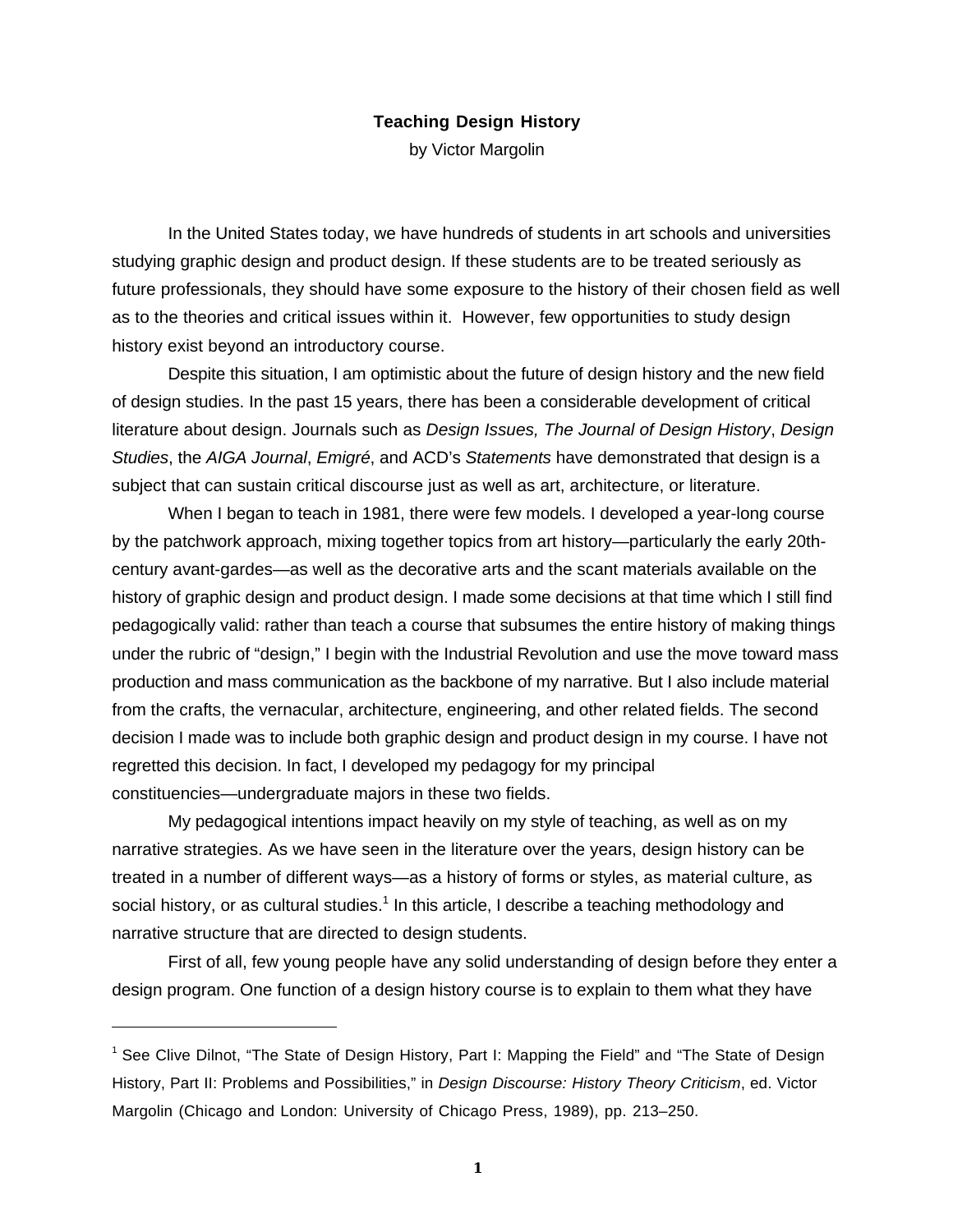# Teaching Design History

by Victor Margolin

In the United States today, we have hundreds of students in art schools and universities studying graphic design and product design. If these students are to be treated seriously as future professionals, they should have some exposure to the history of their chosen field as well as to the theories and critical issues within it. However, few opportunities to study design history exist beyond an introductory course.

Despite this situation, I am optimistic about the future of design history and the new field of design studies. In the past 15 years, there has been a considerable development of critical literature about design. Journals such as *Design Issues, The Journal of Design History*, *Design Studies*, the *AIGA Journal*, *Emigré*, and ACD's *Statements* have demonstrated that design is a subject that can sustain critical discourse just as well as art, architecture, or literature.

When I began to teach in 1981, there were few models. I developed a year-long course by the patchwork approach, mixing together topics from art history—particularly the early 20th-century avant-gardes—as well as the decorative arts and the scant materials available on the history of graphic design and product design. I made some decisions at that time which I still find pedagogically valid: rather than teach a course that subsumes the entire history of making things under the rubric of "design," I begin with the Industrial Revolution and use the move toward mass production and mass communication as the backbone of my narrative. But I also include material from the crafts, the vernacular, architecture, engineering, and other related fields. The second decision I made was to include both graphic design and product design in my course. I have not regretted this decision. In fact, I developed my pedagogy for my principal constituencies—undergraduate majors in these two fields.

My pedagogical intentions impact heavily on my style of teaching, as well as on my narrative strategies. As we have seen in the literature over the years, design history can be treated in a number of different ways—as a history of forms or styles, as material culture, as social history, or as cultural studies.[1] In this article, I describe a teaching methodology and narrative structure that are directed to design students.

First of all, few young people have any solid understanding of design before they enter a design program. One function of a design history course is to explain to them what they have

---

[1] See Clive Dilnot, "The State of Design History, Part I: Mapping the Field" and "The State of Design History, Part II: Problems and Possibilities," in *Design Discourse: History Theory Criticism*, ed. Victor Margolin (Chicago and London: University of Chicago Press, 1989), pp. 213–250.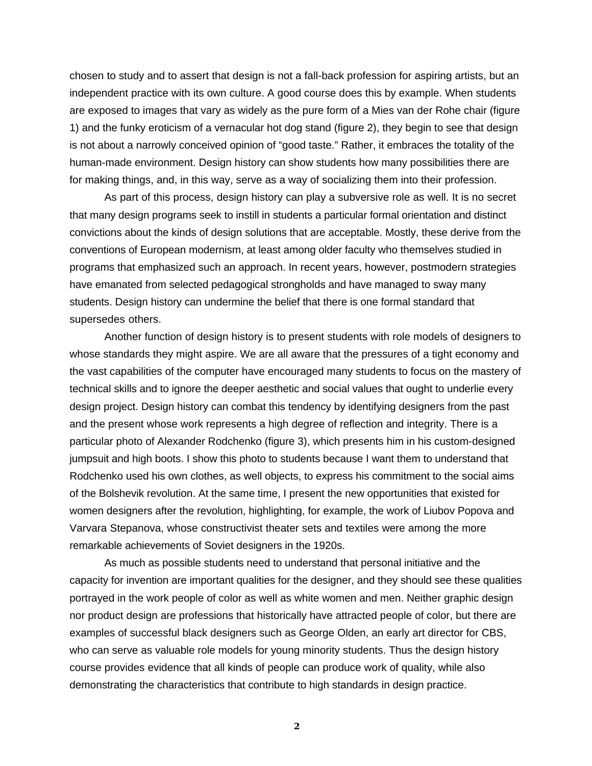chosen to study and to assert that design is not a fall-back profession for aspiring artists, but an independent practice with its own culture. A good course does this by example. When students are exposed to images that vary as widely as the pure form of a Mies van der Rohe chair (figure 1) and the funky eroticism of a vernacular hot dog stand (figure 2), they begin to see that design is not about a narrowly conceived opinion of "good taste." Rather, it embraces the totality of the human-made environment. Design history can show students how many possibilities there are for making things, and, in this way, serve as a way of socializing them into their profession.

As part of this process, design history can play a subversive role as well. It is no secret that many design programs seek to instill in students a particular formal orientation and distinct convictions about the kinds of design solutions that are acceptable. Mostly, these derive from the conventions of European modernism, at least among older faculty who themselves studied in programs that emphasized such an approach. In recent years, however, postmodern strategies have emanated from selected pedagogical strongholds and have managed to sway many students. Design history can undermine the belief that there is one formal standard that supersedes others.

Another function of design history is to present students with role models of designers to whose standards they might aspire. We are all aware that the pressures of a tight economy and the vast capabilities of the computer have encouraged many students to focus on the mastery of technical skills and to ignore the deeper aesthetic and social values that ought to underlie every design project. Design history can combat this tendency by identifying designers from the past and the present whose work represents a high degree of reflection and integrity. There is a particular photo of Alexander Rodchenko (figure 3), which presents him in his custom-designed jumpsuit and high boots. I show this photo to students because I want them to understand that Rodchenko used his own clothes, as well objects, to express his commitment to the social aims of the Bolshevik revolution. At the same time, I present the new opportunities that existed for women designers after the revolution, highlighting, for example, the work of Liubov Popova and Varvara Stepanova, whose constructivist theater sets and textiles were among the more remarkable achievements of Soviet designers in the 1920s.

As much as possible students need to understand that personal initiative and the capacity for invention are important qualities for the designer, and they should see these qualities portrayed in the work people of color as well as white women and men. Neither graphic design nor product design are professions that historically have attracted people of color, but there are examples of successful black designers such as George Olden, an early art director for CBS, who can serve as valuable role models for young minority students. Thus the design history course provides evidence that all kinds of people can produce work of quality, while also demonstrating the characteristics that contribute to high standards in design practice.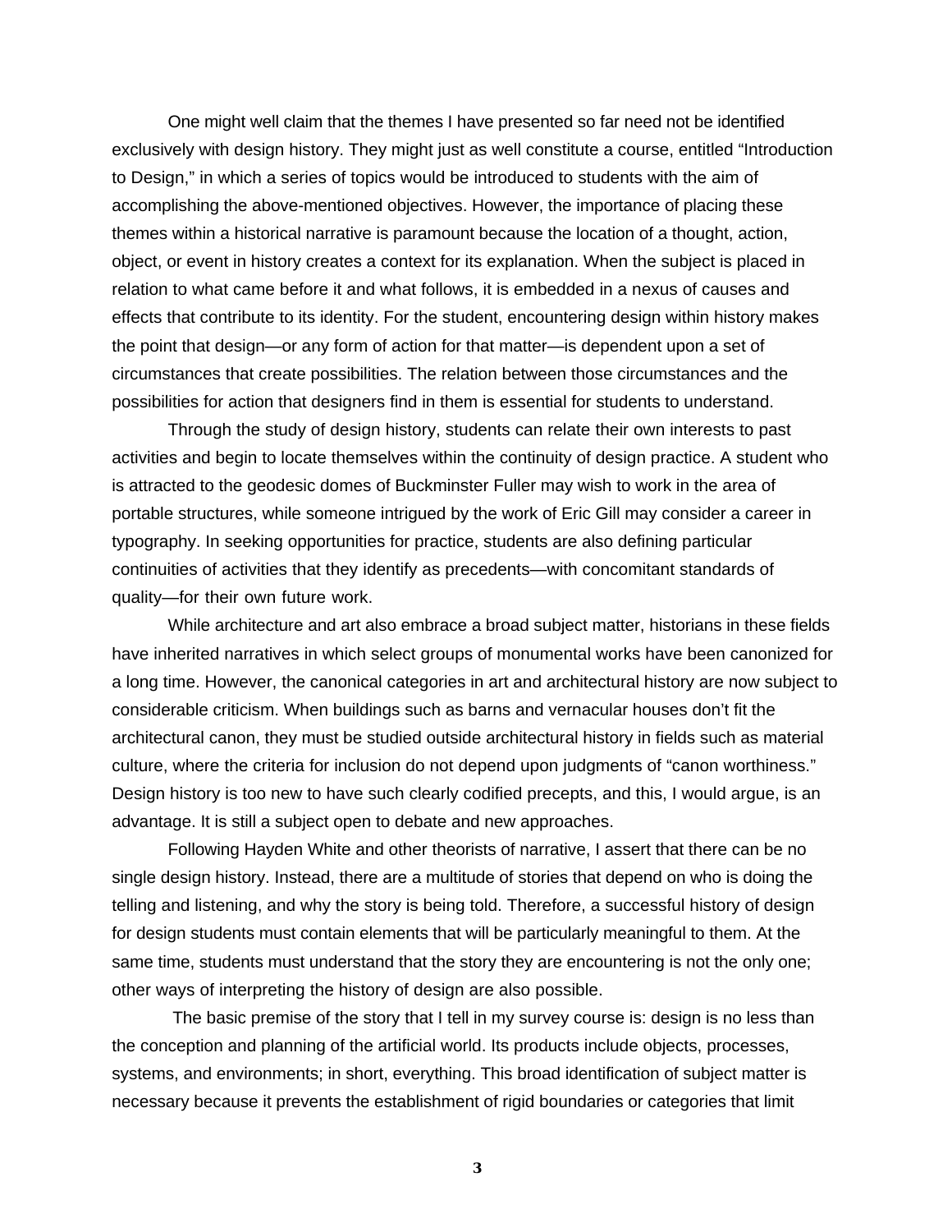One might well claim that the themes I have presented so far need not be identified exclusively with design history. They might just as well constitute a course, entitled "Introduction to Design," in which a series of topics would be introduced to students with the aim of accomplishing the above-mentioned objectives. However, the importance of placing these themes within a historical narrative is paramount because the location of a thought, action, object, or event in history creates a context for its explanation. When the subject is placed in relation to what came before it and what follows, it is embedded in a nexus of causes and effects that contribute to its identity. For the student, encountering design within history makes the point that design—or any form of action for that matter—is dependent upon a set of circumstances that create possibilities. The relation between those circumstances and the possibilities for action that designers find in them is essential for students to understand.

Through the study of design history, students can relate their own interests to past activities and begin to locate themselves within the continuity of design practice. A student who is attracted to the geodesic domes of Buckminster Fuller may wish to work in the area of portable structures, while someone intrigued by the work of Eric Gill may consider a career in typography. In seeking opportunities for practice, students are also defining particular continuities of activities that they identify as precedents—with concomitant standards of quality—for their own future work.

While architecture and art also embrace a broad subject matter, historians in these fields have inherited narratives in which select groups of monumental works have been canonized for a long time. However, the canonical categories in art and architectural history are now subject to considerable criticism. When buildings such as barns and vernacular houses don't fit the architectural canon, they must be studied outside architectural history in fields such as material culture, where the criteria for inclusion do not depend upon judgments of "canon worthiness." Design history is too new to have such clearly codified precepts, and this, I would argue, is an advantage. It is still a subject open to debate and new approaches.

Following Hayden White and other theorists of narrative, I assert that there can be no single design history. Instead, there are a multitude of stories that depend on who is doing the telling and listening, and why the story is being told. Therefore, a successful history of design for design students must contain elements that will be particularly meaningful to them. At the same time, students must understand that the story they are encountering is not the only one; other ways of interpreting the history of design are also possible.

The basic premise of the story that I tell in my survey course is: design is no less than the conception and planning of the artificial world. Its products include objects, processes, systems, and environments; in short, everything. This broad identification of subject matter is necessary because it prevents the establishment of rigid boundaries or categories that limit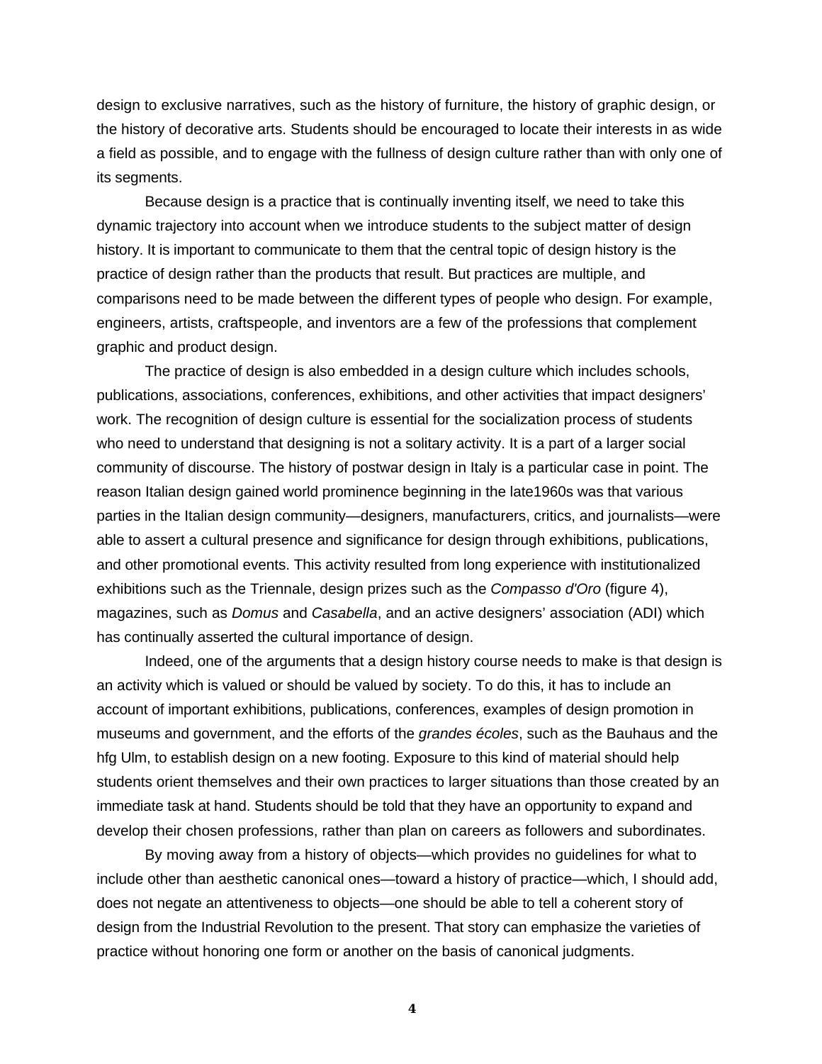design to exclusive narratives, such as the history of furniture, the history of graphic design, or the history of decorative arts. Students should be encouraged to locate their interests in as wide a field as possible, and to engage with the fullness of design culture rather than with only one of its segments.

Because design is a practice that is continually inventing itself, we need to take this dynamic trajectory into account when we introduce students to the subject matter of design history. It is important to communicate to them that the central topic of design history is the practice of design rather than the products that result. But practices are multiple, and comparisons need to be made between the different types of people who design. For example, engineers, artists, craftspeople, and inventors are a few of the professions that complement graphic and product design.

The practice of design is also embedded in a design culture which includes schools, publications, associations, conferences, exhibitions, and other activities that impact designers' work. The recognition of design culture is essential for the socialization process of students who need to understand that designing is not a solitary activity. It is a part of a larger social community of discourse. The history of postwar design in Italy is a particular case in point. The reason Italian design gained world prominence beginning in the late1960s was that various parties in the Italian design community—designers, manufacturers, critics, and journalists—were able to assert a cultural presence and significance for design through exhibitions, publications, and other promotional events. This activity resulted from long experience with institutionalized exhibitions such as the Triennale, design prizes such as the *Compasso d'Oro* (figure 4), magazines, such as *Domus* and *Casabella*, and an active designers' association (ADI) which has continually asserted the cultural importance of design.

Indeed, one of the arguments that a design history course needs to make is that design is an activity which is valued or should be valued by society. To do this, it has to include an account of important exhibitions, publications, conferences, examples of design promotion in museums and government, and the efforts of the *grandes écoles*, such as the Bauhaus and the hfg Ulm, to establish design on a new footing. Exposure to this kind of material should help students orient themselves and their own practices to larger situations than those created by an immediate task at hand. Students should be told that they have an opportunity to expand and develop their chosen professions, rather than plan on careers as followers and subordinates.

By moving away from a history of objects—which provides no guidelines for what to include other than aesthetic canonical ones—toward a history of practice—which, I should add, does not negate an attentiveness to objects—one should be able to tell a coherent story of design from the Industrial Revolution to the present. That story can emphasize the varieties of practice without honoring one form or another on the basis of canonical judgments.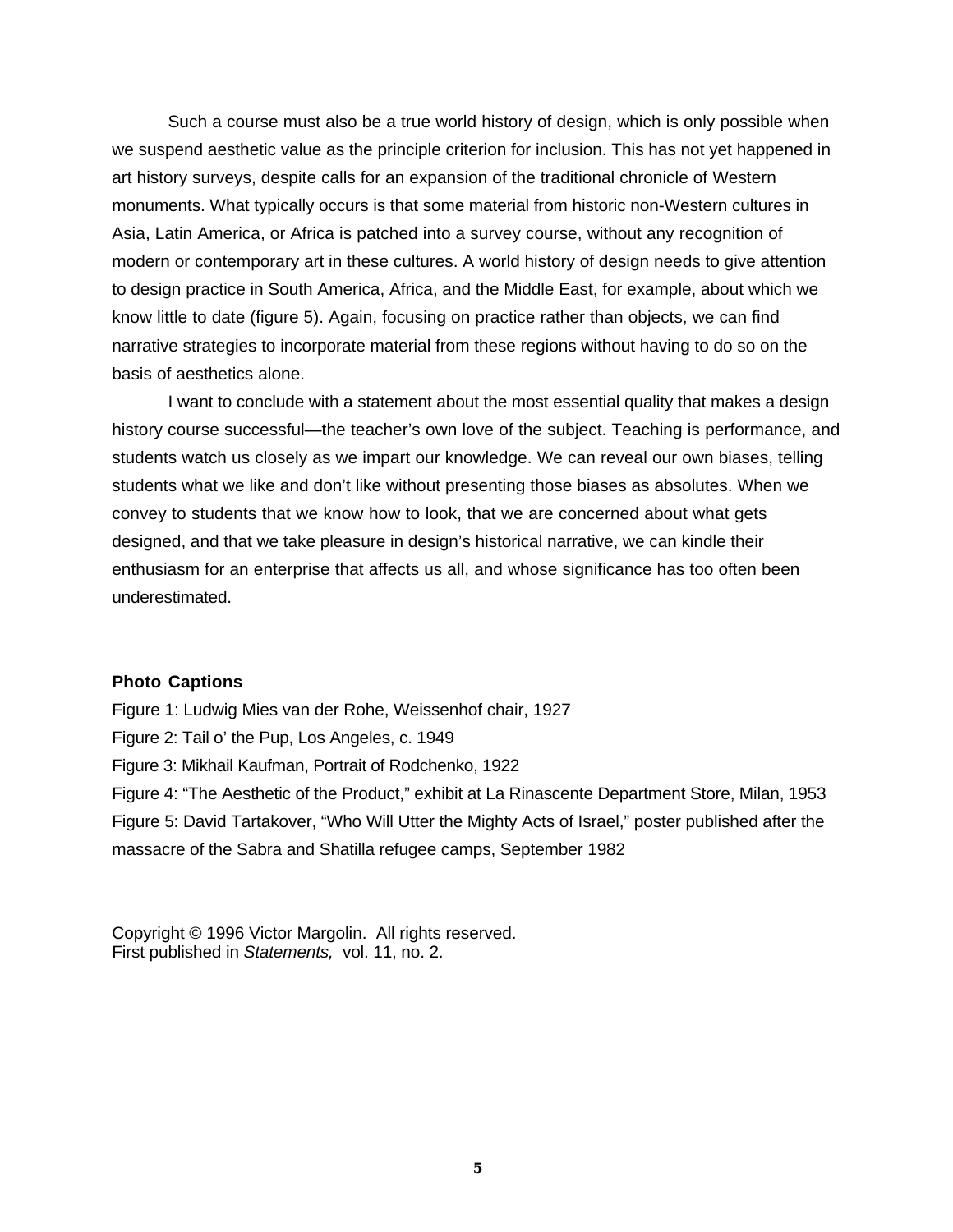Such a course must also be a true world history of design, which is only possible when we suspend aesthetic value as the principle criterion for inclusion. This has not yet happened in art history surveys, despite calls for an expansion of the traditional chronicle of Western monuments. What typically occurs is that some material from historic non-Western cultures in Asia, Latin America, or Africa is patched into a survey course, without any recognition of modern or contemporary art in these cultures. A world history of design needs to give attention to design practice in South America, Africa, and the Middle East, for example, about which we know little to date (figure 5). Again, focusing on practice rather than objects, we can find narrative strategies to incorporate material from these regions without having to do so on the basis of aesthetics alone.

I want to conclude with a statement about the most essential quality that makes a design history course successful—the teacher's own love of the subject. Teaching is performance, and students watch us closely as we impart our knowledge. We can reveal our own biases, telling students what we like and don't like without presenting those biases as absolutes. When we convey to students that we know how to look, that we are concerned about what gets designed, and that we take pleasure in design's historical narrative, we can kindle their enthusiasm for an enterprise that affects us all, and whose significance has too often been underestimated.

**Photo Captions**

Figure 1: Ludwig Mies van der Rohe, Weissenhof chair, 1927

Figure 2: Tail o' the Pup, Los Angeles, c. 1949

Figure 3: Mikhail Kaufman, Portrait of Rodchenko, 1922

Figure 4: "The Aesthetic of the Product," exhibit at La Rinascente Department Store, Milan, 1953

Figure 5: David Tartakover, "Who Will Utter the Mighty Acts of Israel," poster published after the massacre of the Sabra and Shatilla refugee camps, September 1982

Copyright © 1996 Victor Margolin. All rights reserved.
First published in *Statements,* vol. 11, no. 2.